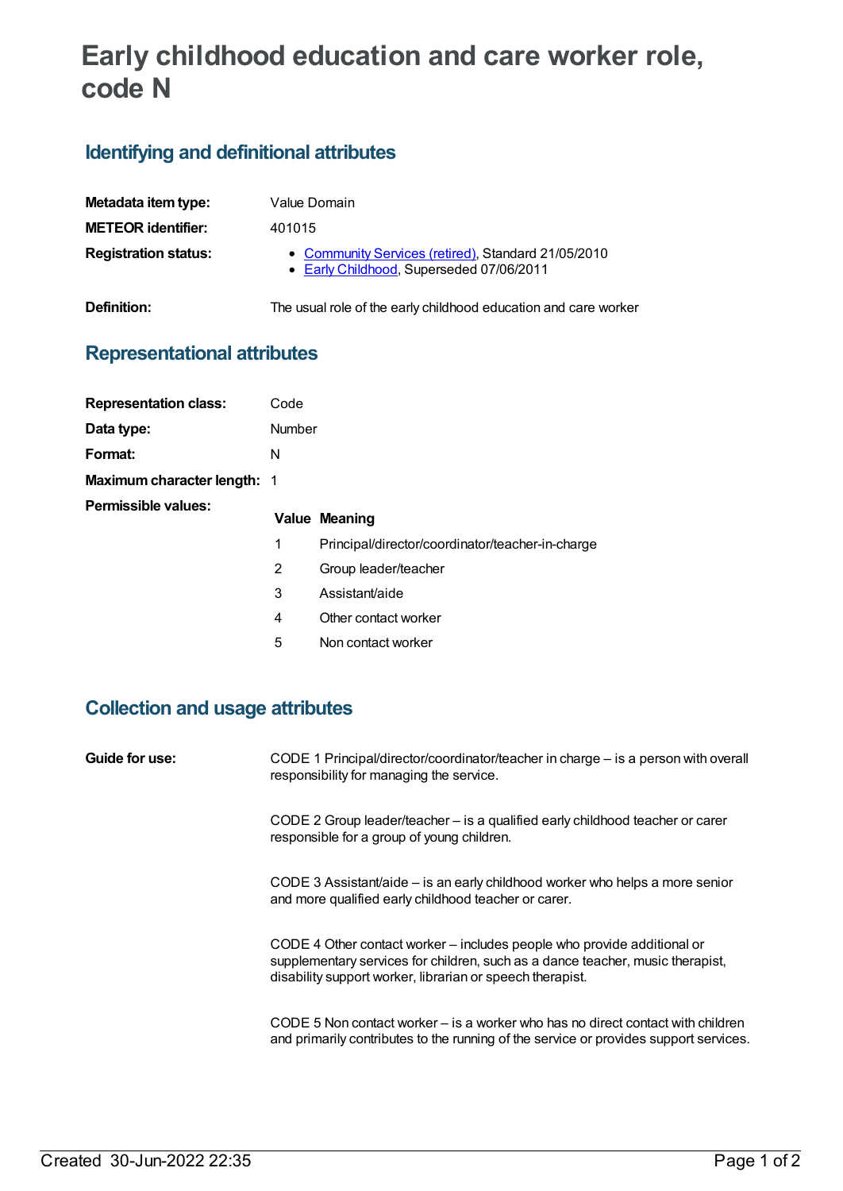# Early childhood education and care worker role, code N

## Identifying and definitional attributes

| | |
|---|---|
| **Metadata item type:** | Value Domain |
| **METEOR identifier:** | 401015 |
| **Registration status:** | • Community Services (retired), Standard 21/05/2010<br>• Early Childhood, Superseded 07/06/2011 |
| **Definition:** | The usual role of the early childhood education and care worker |

## Representational attributes

| | |
|---|---|
| **Representation class:** | Code |
| **Data type:** | Number |
| **Format:** | N |
| **Maximum character length:** | 1 |

**Permissible values:**

| Value | Meaning |
|---|---|
| 1 | Principal/director/coordinator/teacher-in-charge |
| 2 | Group leader/teacher |
| 3 | Assistant/aide |
| 4 | Other contact worker |
| 5 | Non contact worker |

## Collection and usage attributes

**Guide for use:**

CODE 1 Principal/director/coordinator/teacher in charge – is a person with overall responsibility for managing the service.

CODE 2 Group leader/teacher – is a qualified early childhood teacher or carer responsible for a group of young children.

CODE 3 Assistant/aide – is an early childhood worker who helps a more senior and more qualified early childhood teacher or carer.

CODE 4 Other contact worker – includes people who provide additional or supplementary services for children, such as a dance teacher, music therapist, disability support worker, librarian or speech therapist.

CODE 5 Non contact worker – is a worker who has no direct contact with children and primarily contributes to the running of the service or provides support services.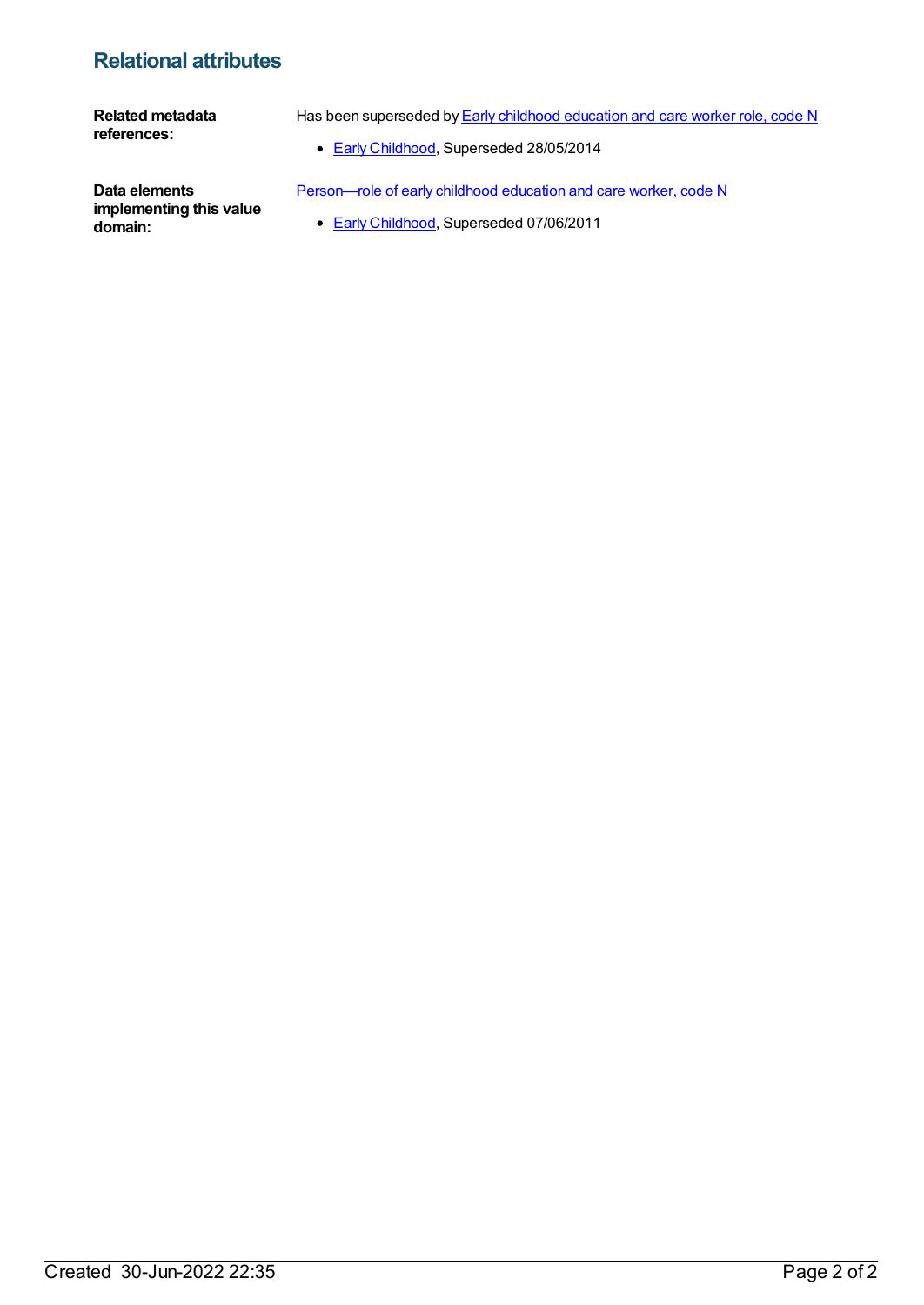## Relational attributes

| | |
|---|---|
| **Related metadata references:** | Has been superseded by Early childhood education and care worker role, code N<br>• Early Childhood, Superseded 28/05/2014 |
| **Data elements implementing this value domain:** | Person—role of early childhood education and care worker, code N<br>• Early Childhood, Superseded 07/06/2011 |